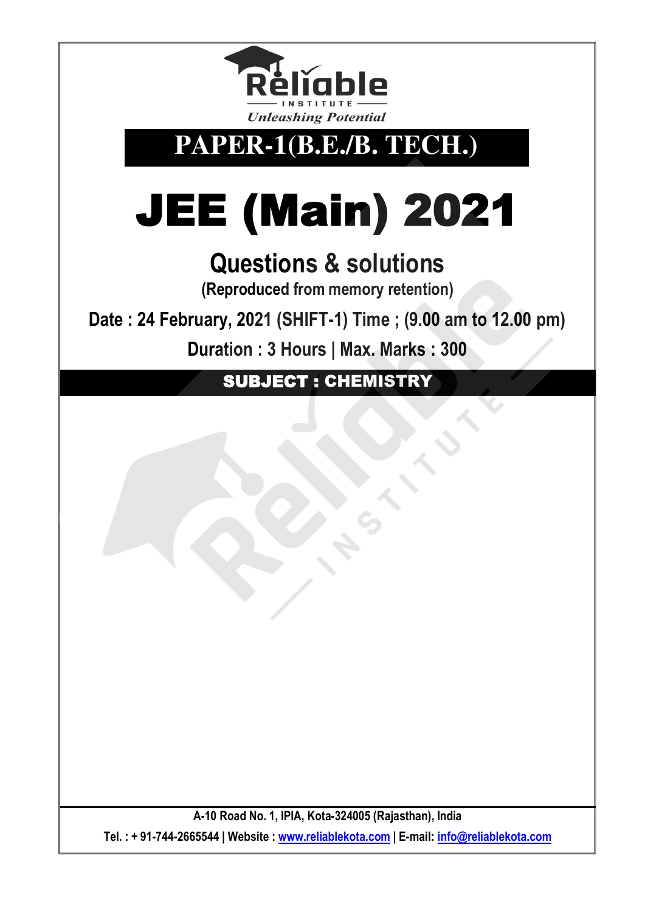Reliable INSTITUTE

*Unleashing Potential*

## PAPER-1(B.E./B. TECH.)

# JEE (Main) 2021

## Questions & solutions

**(Reproduced from memory retention)**

**Date : 24 February, 2021 (SHIFT-1) Time ; (9.00 am to 12.00 pm)**

**Duration : 3 Hours | Max. Marks : 300**

## SUBJECT : CHEMISTRY

A-10 Road No. 1, IPIA, Kota-324005 (Rajasthan), India

Tel. : + 91-744-2665544 | Website : www.reliablekota.com | E-mail: info@reliablekota.com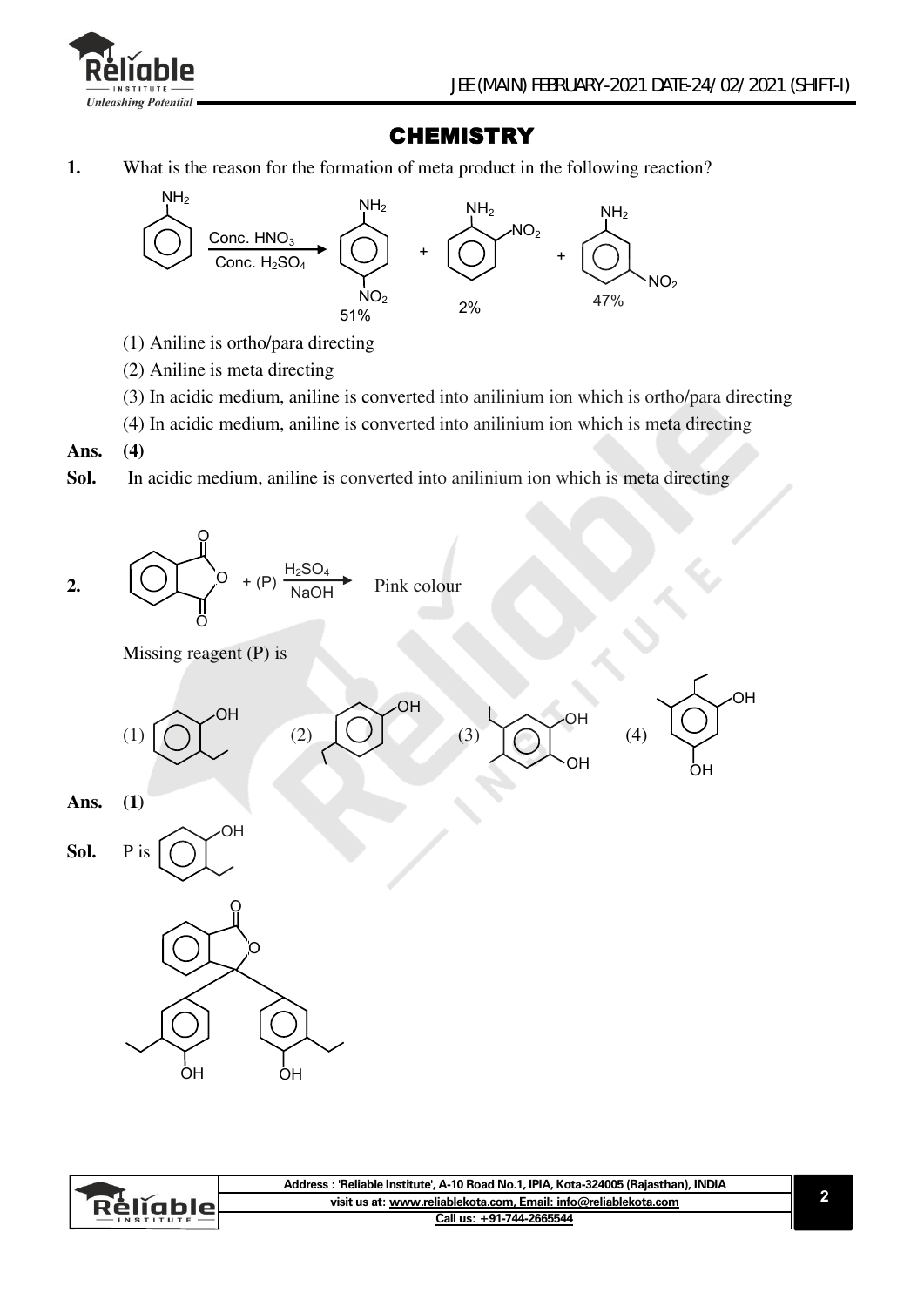# CHEMISTRY

**1.** What is the reason for the formation of meta product in the following reaction?

Aniline $\xrightarrow[\text{Conc. } H_2SO_4]{\text{Conc. } HNO_3}$ p-nitroaniline (51%) + o-nitroaniline (2%) + m-nitroaniline (47%)

(1) Aniline is ortho/para directing

(2) Aniline is meta directing

(3) In acidic medium, aniline is converted into anilinium ion which is ortho/para directing

(4) In acidic medium, aniline is converted into anilinium ion which is meta directing

**Ans.** **(4)**

**Sol.** In acidic medium, aniline is converted into anilinium ion which is meta directing

**2.** Phthalic anhydride + (P) $\xrightarrow[\text{NaOH}]{H_2SO_4}$ Pink colour

Missing reagent (P) is

(1) 2-ethylphenol (2) 4-ethylphenol (3) benzene-1,2-diol with ethyl and methyl substituents (4) benzene-1,3-diol with ethyl and methyl substituents

**Ans.** **(1)**

**Sol.** P is 2-ethylphenol

Product: phthalide bearing two 3-ethyl-4-hydroxyphenyl groups at C-3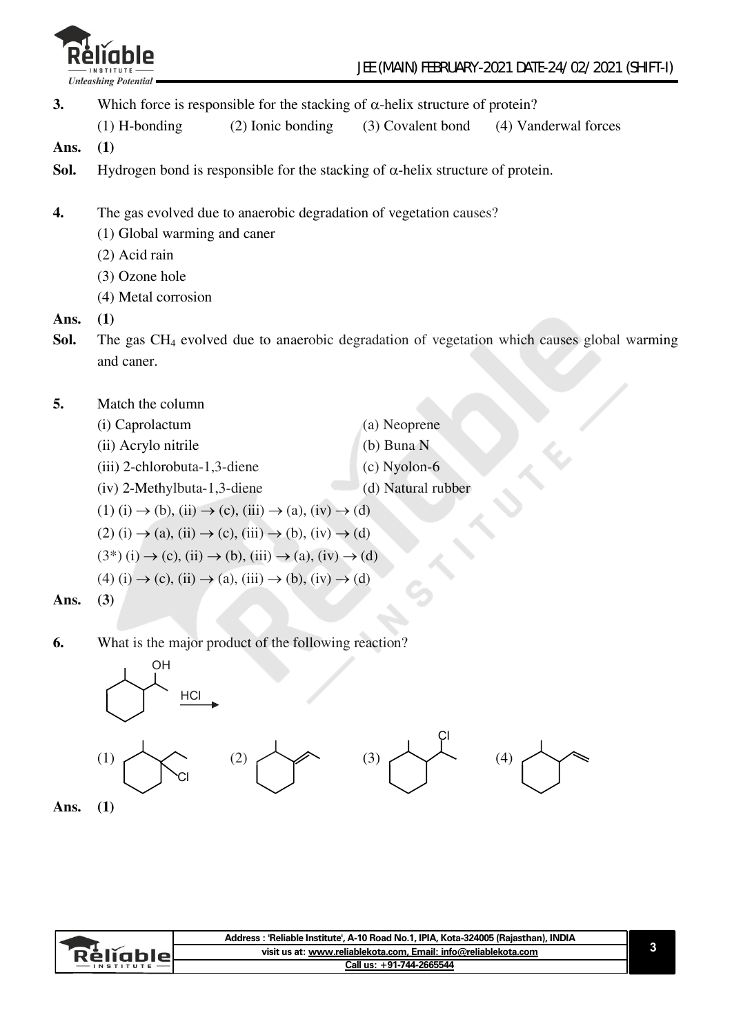**3.** Which force is responsible for the stacking of α-helix structure of protein?

(1) H-bonding (2) Ionic bonding (3) Covalent bond (4) Vanderwal forces

**Ans.** **(1)**

**Sol.** Hydrogen bond is responsible for the stacking of α-helix structure of protein.

**4.** The gas evolved due to anaerobic degradation of vegetation causes?

(1) Global warming and caner

(2) Acid rain

(3) Ozone hole

(4) Metal corrosion

**Ans.** **(1)**

**Sol.** The gas $CH_4$ evolved due to anaerobic degradation of vegetation which causes global warming and caner.

**5.** Match the column

| | |
|---|---|
| (i) Caprolactum | (a) Neoprene |
| (ii) Acrylo nitrile | (b) Buna N |
| (iii) 2-chlorobuta-1,3-diene | (c) Nyolon-6 |
| (iv) 2-Methylbuta-1,3-diene | (d) Natural rubber |

(1) (i) → (b), (ii) → (c), (iii) → (a), (iv) → (d)

(2) (i) → (a), (ii) → (c), (iii) → (b), (iv) → (d)

(3*) (i) → (c), (ii) → (b), (iii) → (a), (iv) → (d)

(4) (i) → (c), (ii) → (a), (iii) → (b), (iv) → (d)

**Ans.** **(3)**

**6.** What is the major product of the following reaction?

(Reactant: 1-(2-methylcyclohexyl)ethanol, reagent: HCl)

(1) 1-chloro-1-ethyl-2-methylcyclohexane (2) 1-ethylidene-2-methylcyclohexane (3) 1-(1-chloroethyl)-2-methylcyclohexane (4) 1-methyl-2-vinylcyclohexane

**Ans.** **(1)**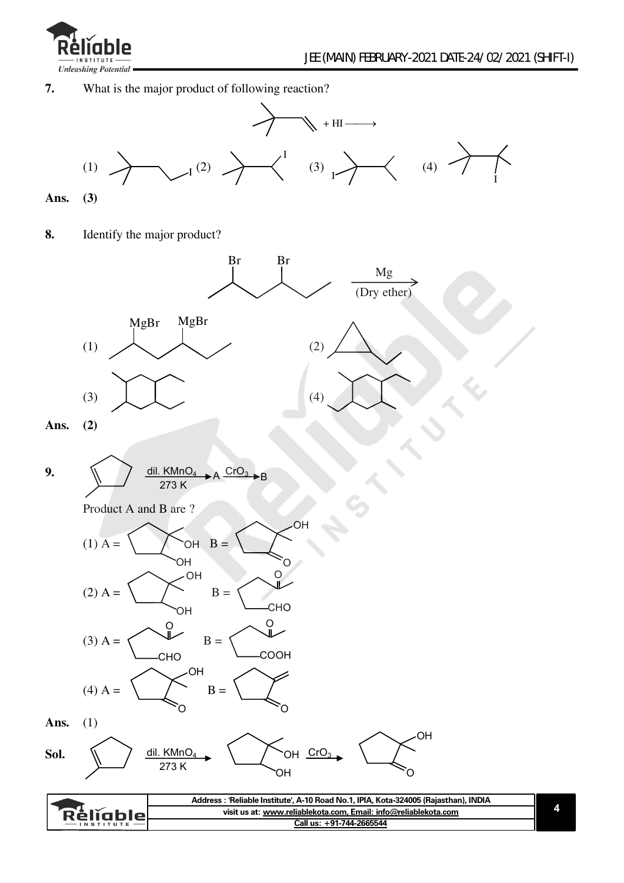**7.** What is the major product of following reaction?

$(CH_3)_3C-CH=CH_2 + HI \longrightarrow$

(1) $(CH_3)_3C-CH_2-CH_2-I$ (2) $(CH_3)_3C-CH(I)-CH_3$ (3) $I-C(CH_3)_2-CH(CH_3)_2$ (4) $(CH_3)_3C-C(CH_3)_2-I$

**Ans.** **(3)**

**8.** Identify the major product?

$CH_3-CH(Br)-CH_2-CH(Br)-CH_2-CH_3 \xrightarrow[\text{(Dry ether)}]{Mg}$

(1) $CH_3-CH(MgBr)-CH_2-CH(MgBr)-CH_2-CH_3$

(2) 1-ethyl-2-methylcyclopropane

(3) Cyclohexane with four substituents (two methyl and two ethyl groups) on adjacent ring carbons

(4) Cyclohexane with four substituents (methyl and ethyl groups) on alternate ring carbons

**Ans.** **(2)**

**9.** 1-Methylcyclopentene $\xrightarrow[273\text{ K}]{\text{dil. } KMnO_4}$ A $\xrightarrow{CrO_3}$ B

Product A and B are ?

(1) A = 1-methylcyclopentane-1,2-diol B = 2-hydroxy-2-methylcyclopentanone

(2) A = 1-methylcyclopentane-1,2-diol B = $CH_3-CO-CH_2-CH_2-CH_2-CHO$

(3) A = $CH_3-CO-CH_2-CH_2-CH_2-CHO$ B = $CH_3-CO-CH_2-CH_2-CH_2-COOH$

(4) A = 2-hydroxy-2-methylcyclopentanone B = 2-methylenecyclopentanone

**Ans.** (1)

**Sol.** 1-Methylcyclopentene $\xrightarrow[273\text{ K}]{\text{dil. } KMnO_4}$ 1-methylcyclopentane-1,2-diol $\xrightarrow{CrO_3}$ 2-hydroxy-2-methylcyclopentanone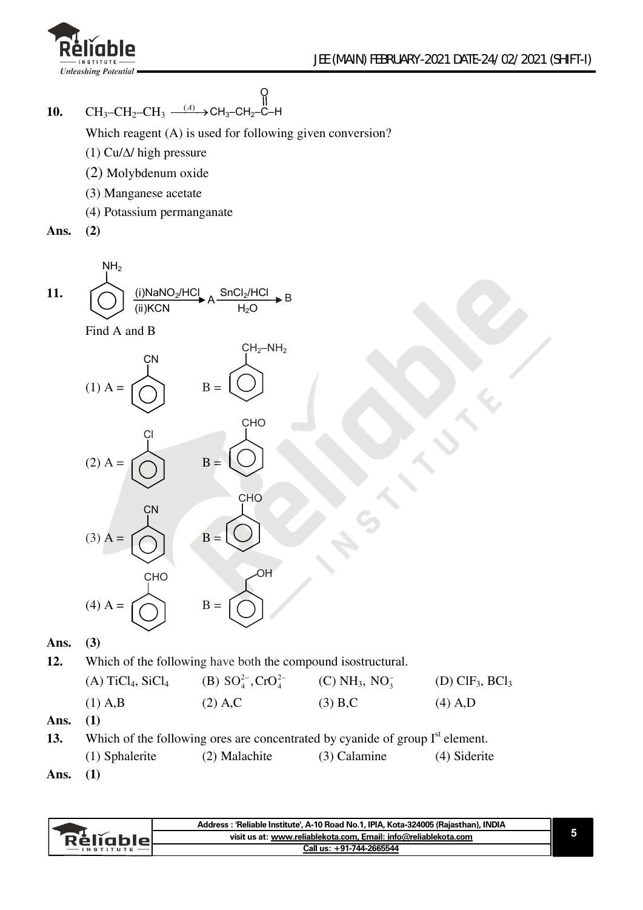**10.** $CH_3–CH_2–CH_3 \xrightarrow{(A)} CH_3–CH_2–\overset{O}{\overset{||}{C}}–H$

Which reagent (A) is used for following given conversion?

(1) Cu/Δ/ high pressure

(2) Molybdenum oxide

(3) Manganese acetate

(4) Potassium permanganate

**Ans. (2)**

**11.** $C_6H_5NH_2 \xrightarrow[\text{(ii)KCN}]{\text{(i)}NaNO_2/HCl} A \xrightarrow[H_2O]{SnCl_2/HCl} B$

Find A and B

(1) A = $C_6H_5CN$ &nbsp;&nbsp; B = $C_6H_5CH_2–NH_2$

(2) A = $C_6H_5Cl$ &nbsp;&nbsp; B = $C_6H_5CHO$

(3) A = $C_6H_5CN$ &nbsp;&nbsp; B = $C_6H_5CHO$

(4) A = $C_6H_5CHO$ &nbsp;&nbsp; B = $C_6H_5CH_2OH$

**Ans. (3)**

**12.** Which of the following have both the compound isostructural.

(A) $TiCl_4$, $SiCl_4$ &nbsp;&nbsp; (B) $SO_4^{2-}$, $CrO_4^{2-}$ &nbsp;&nbsp; (C) $NH_3$, $NO_3^-$ &nbsp;&nbsp; (D) $ClF_3$, $BCl_3$

(1) A,B &nbsp;&nbsp; (2) A,C &nbsp;&nbsp; (3) B,C &nbsp;&nbsp; (4) A,D

**Ans. (1)**

**13.** Which of the following ores are concentrated by cyanide of group I[st] element.

(1) Sphalerite &nbsp;&nbsp; (2) Malachite &nbsp;&nbsp; (3) Calamine &nbsp;&nbsp; (4) Siderite

**Ans. (1)**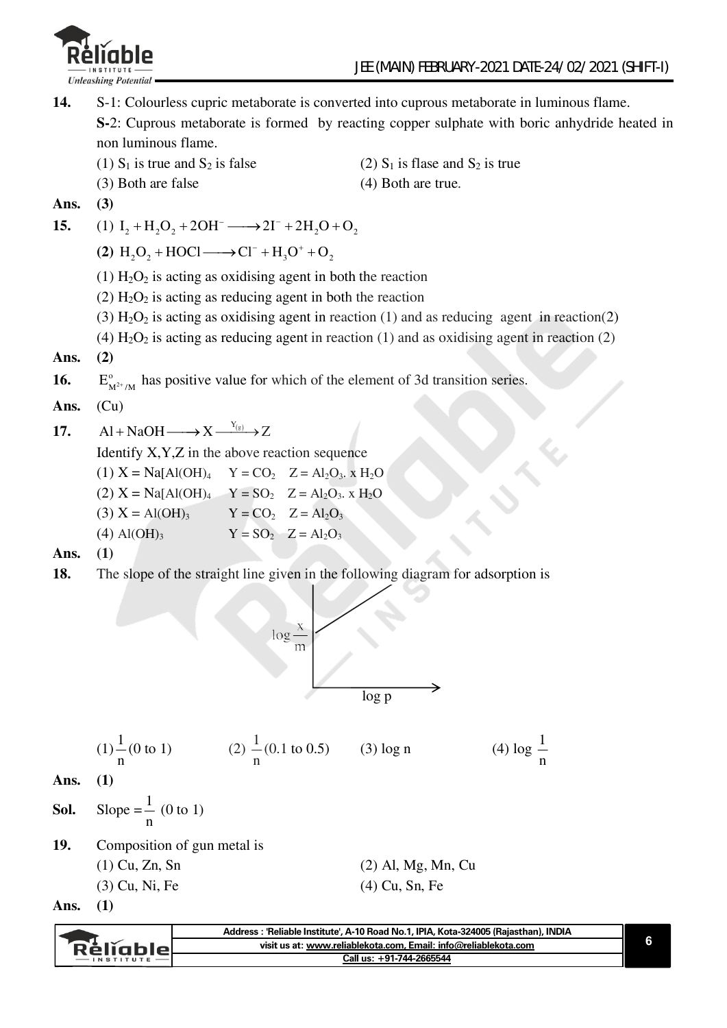**14.** S-1: Colourless cupric metaborate is converted into cuprous metaborate in luminous flame.

**S-**2: Cuprous metaborate is formed by reacting copper sulphate with boric anhydride heated in non luminous flame.

(1) $S_1$ is true and $S_2$ is false
(2) $S_1$ is flase and $S_2$ is true
(3) Both are false
(4) Both are true.

**Ans. (3)**

**15.** (1) $I_2 + H_2O_2 + 2OH^- \longrightarrow 2I^- + 2H_2O + O_2$

**(2)** $H_2O_2 + HOCl \longrightarrow Cl^- + H_3O^+ + O_2$

(1) $H_2O_2$ is acting as oxidising agent in both the reaction
(2) $H_2O_2$ is acting as reducing agent in both the reaction
(3) $H_2O_2$ is acting as oxidising agent in reaction (1) and as reducing agent in reaction(2)
(4) $H_2O_2$ is acting as reducing agent in reaction (1) and as oxidising agent in reaction (2)

**Ans. (2)**

**16.** $E^o_{M^{2+}/M}$ has positive value for which of the element of 3d transition series.

**Ans.** (Cu)

**17.** $Al + NaOH \longrightarrow X \xrightarrow{Y_{(g)}} Z$

Identify X,Y,Z in the above reaction sequence

(1) $X = Na[Al(OH)_4$ $\quad Y = CO_2 \quad Z = Al_2O_3 . x\, H_2O$
(2) $X = Na[Al(OH)_4$ $\quad Y = SO_2 \quad Z = Al_2O_3 . x\, H_2O$
(3) $X = Al(OH)_3 \quad Y = CO_2 \quad Z = Al_2O_3$
(4) $Al(OH)_3 \quad Y = SO_2 \quad Z = Al_2O_3$

**Ans. (1)**

**18.** The slope of the straight line given in the following diagram for adsorption is

(Graph: $\log \frac{x}{m}$ vs $\log p$, straight line with positive slope and positive intercept)

(1) $\frac{1}{n}$ (0 to 1)
(2) $\frac{1}{n}$ (0.1 to 0.5)
(3) log n
(4) $\log \frac{1}{n}$

**Ans. (1)**

**Sol.** Slope $= \frac{1}{n}$ (0 to 1)

**19.** Composition of gun metal is

(1) Cu, Zn, Sn
(2) Al, Mg, Mn, Cu
(3) Cu, Ni, Fe
(4) Cu, Sn, Fe

**Ans. (1)**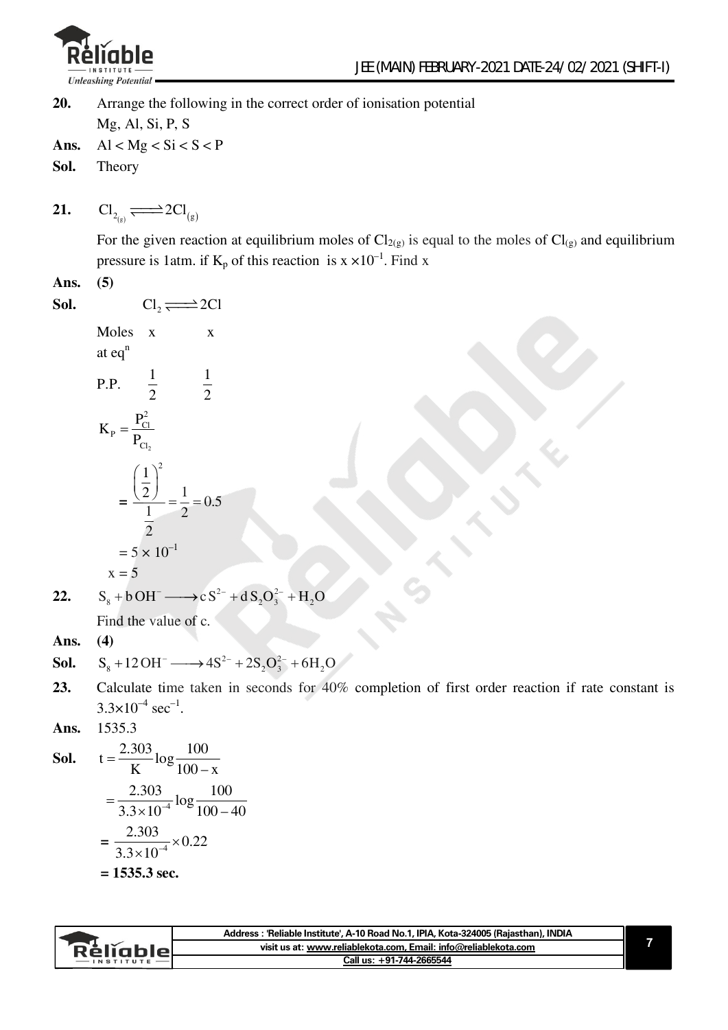**20.** Arrange the following in the correct order of ionisation potential

Mg, Al, Si, P, S

**Ans.** Al < Mg < Si < S < P

**Sol.** Theory

**21.** $Cl_{2_{(g)}} \rightleftharpoons 2Cl_{(g)}$

For the given reaction at equilibrium moles of $Cl_{2(g)}$ is equal to the moles of $Cl_{(g)}$ and equilibrium pressure is 1atm. if $K_p$ of this reaction is $x \times 10^{-1}$. Find x

**Ans.** **(5)**

**Sol.** $Cl_2 \rightleftharpoons 2Cl$

| | | |
|---|---|---|
| Moles at eq$^n$ | x | x |
| P.P. | $\frac{1}{2}$ | $\frac{1}{2}$ |

$$K_P = \frac{P_{Cl}^2}{P_{Cl_2}}$$

$$= \frac{\left(\frac{1}{2}\right)^2}{\frac{1}{2}} = \frac{1}{2} = 0.5$$

$$= 5 \times 10^{-1}$$

$$x = 5$$

**22.** $S_8 + b\,OH^- \longrightarrow c\,S^{2-} + d\,S_2O_3^{2-} + H_2O$

Find the value of c.

**Ans.** **(4)**

**Sol.** $S_8 + 12\,OH^- \longrightarrow 4S^{2-} + 2S_2O_3^{2-} + 6H_2O$

**23.** Calculate time taken in seconds for 40% completion of first order reaction if rate constant is $3.3 \times 10^{-4}$ sec$^{-1}$.

**Ans.** 1535.3

**Sol.** $t = \frac{2.303}{K} \log \frac{100}{100 - x}$

$$= \frac{2.303}{3.3 \times 10^{-4}} \log \frac{100}{100 - 40}$$

$$= \frac{2.303}{3.3 \times 10^{-4}} \times 0.22$$

**= 1535.3 sec.**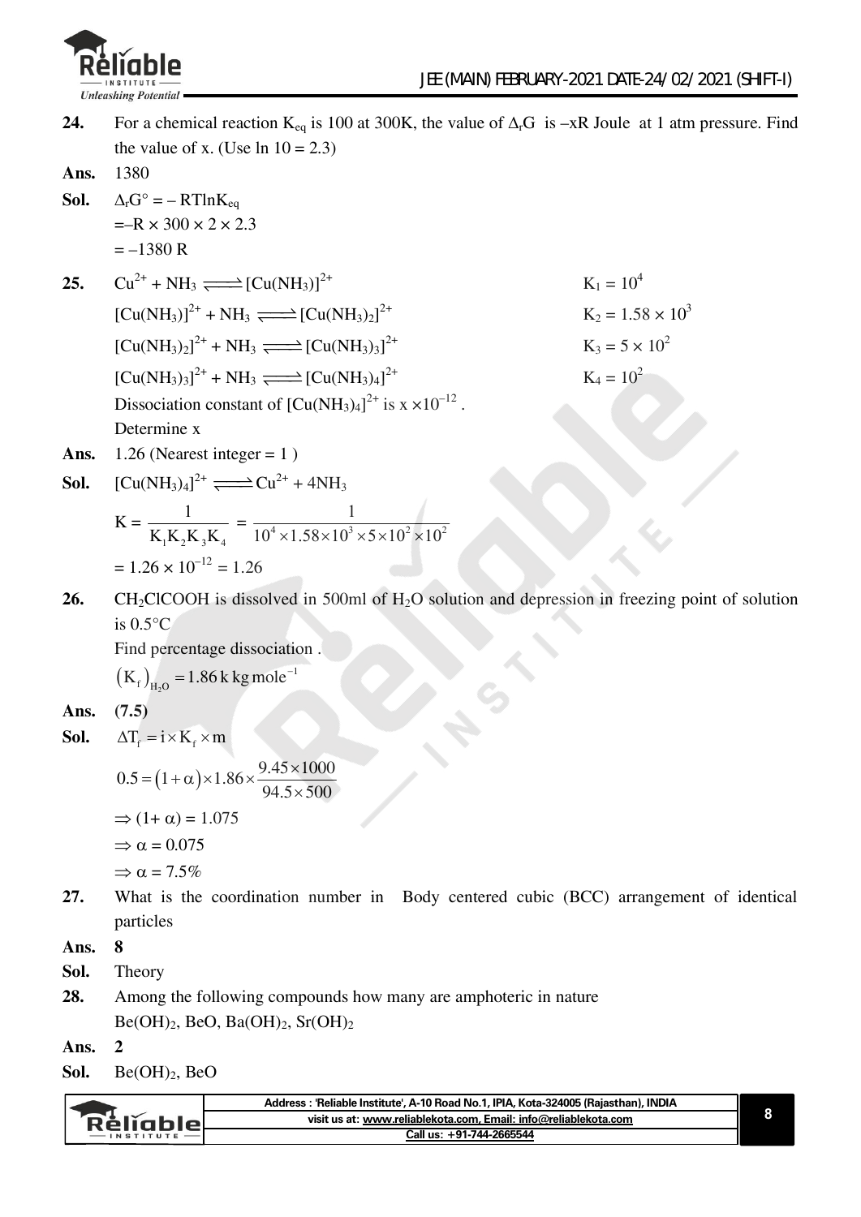**24.** For a chemical reaction $K_{eq}$ is 100 at 300K, the value of $\Delta_r G$ is $-xR$ Joule at 1 atm pressure. Find the value of x. (Use ln 10 = 2.3)

**Ans.** 1380

**Sol.** $\Delta_r G^\circ = - RT\ln K_{eq}$

$= -R \times 300 \times 2 \times 2.3$

$= -1380\ R$

**25.** $Cu^{2+} + NH_3 \rightleftharpoons [Cu(NH_3)]^{2+}$ $\quad K_1 = 10^4$

$[Cu(NH_3)]^{2+} + NH_3 \rightleftharpoons [Cu(NH_3)_2]^{2+}$ $\quad K_2 = 1.58 \times 10^3$

$[Cu(NH_3)_2]^{2+} + NH_3 \rightleftharpoons [Cu(NH_3)_3]^{2+}$ $\quad K_3 = 5 \times 10^2$

$[Cu(NH_3)_3]^{2+} + NH_3 \rightleftharpoons [Cu(NH_3)_4]^{2+}$ $\quad K_4 = 10^2$

Dissociation constant of $[Cu(NH_3)_4]^{2+}$ is $x \times 10^{-12}$.

Determine x

**Ans.** 1.26 (Nearest integer = 1 )

**Sol.** $[Cu(NH_3)_4]^{2+} \rightleftharpoons Cu^{2+} + 4NH_3$

$$K = \frac{1}{K_1K_2K_3K_4} = \frac{1}{10^4 \times 1.58 \times 10^3 \times 5 \times 10^2 \times 10^2}$$

$= 1.26 \times 10^{-12} = 1.26$

**26.** $CH_2ClCOOH$ is dissolved in 500ml of $H_2O$ solution and depression in freezing point of solution is 0.5°C

Find percentage dissociation .

$(K_f)_{H_2O} = 1.86\ \text{k kg mole}^{-1}$

**Ans.** **(7.5)**

**Sol.** $\Delta T_f = i \times K_f \times m$

$$0.5 = (1+\alpha) \times 1.86 \times \frac{9.45 \times 1000}{94.5 \times 500}$$

$\Rightarrow (1+ \alpha) = 1.075$

$\Rightarrow \alpha = 0.075$

$\Rightarrow \alpha = 7.5\%$

**27.** What is the coordination number in Body centered cubic (BCC) arrangement of identical particles

**Ans.** **8**

**Sol.** Theory

**28.** Among the following compounds how many are amphoteric in nature

$Be(OH)_2$, $BeO$, $Ba(OH)_2$, $Sr(OH)_2$

**Ans.** **2**

**Sol.** $Be(OH)_2$, $BeO$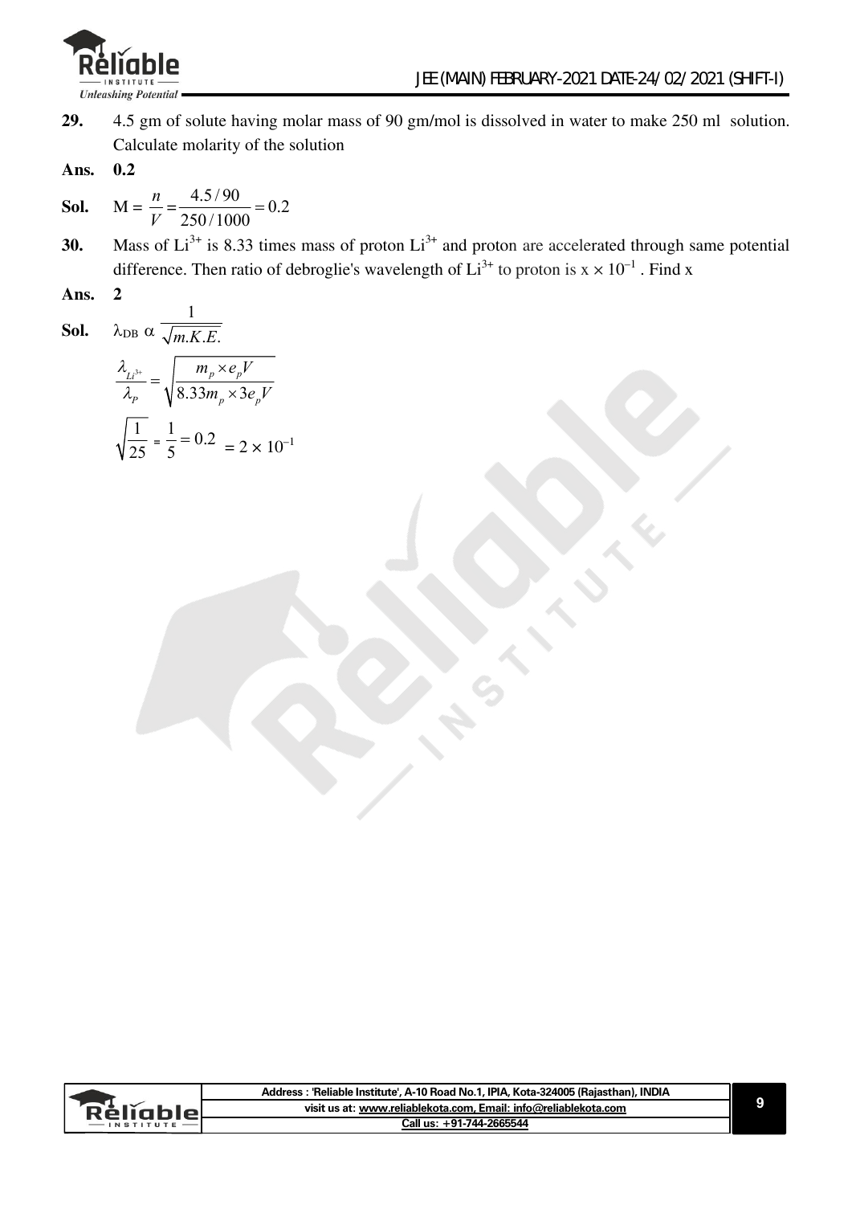**29.** 4.5 gm of solute having molar mass of 90 gm/mol is dissolved in water to make 250 ml solution. Calculate molarity of the solution

**Ans.** **0.2**

**Sol.** $M = \frac{n}{V} = \frac{4.5/90}{250/1000} = 0.2$

**30.** Mass of $Li^{3+}$ is 8.33 times mass of proton $Li^{3+}$ and proton are accelerated through same potential difference. Then ratio of debroglie's wavelength of $Li^{3+}$ to proton is $x \times 10^{-1}$ . Find x

**Ans.** **2**

**Sol.** $\lambda_{DB} \alpha \frac{1}{\sqrt{m.K.E.}}$

$$\frac{\lambda_{Li^{3+}}}{\lambda_P} = \sqrt{\frac{m_p \times e_p V}{8.33 m_p \times 3 e_p V}}$$

$$\sqrt{\frac{1}{25}} = \frac{1}{5} = 0.2 = 2 \times 10^{-1}$$